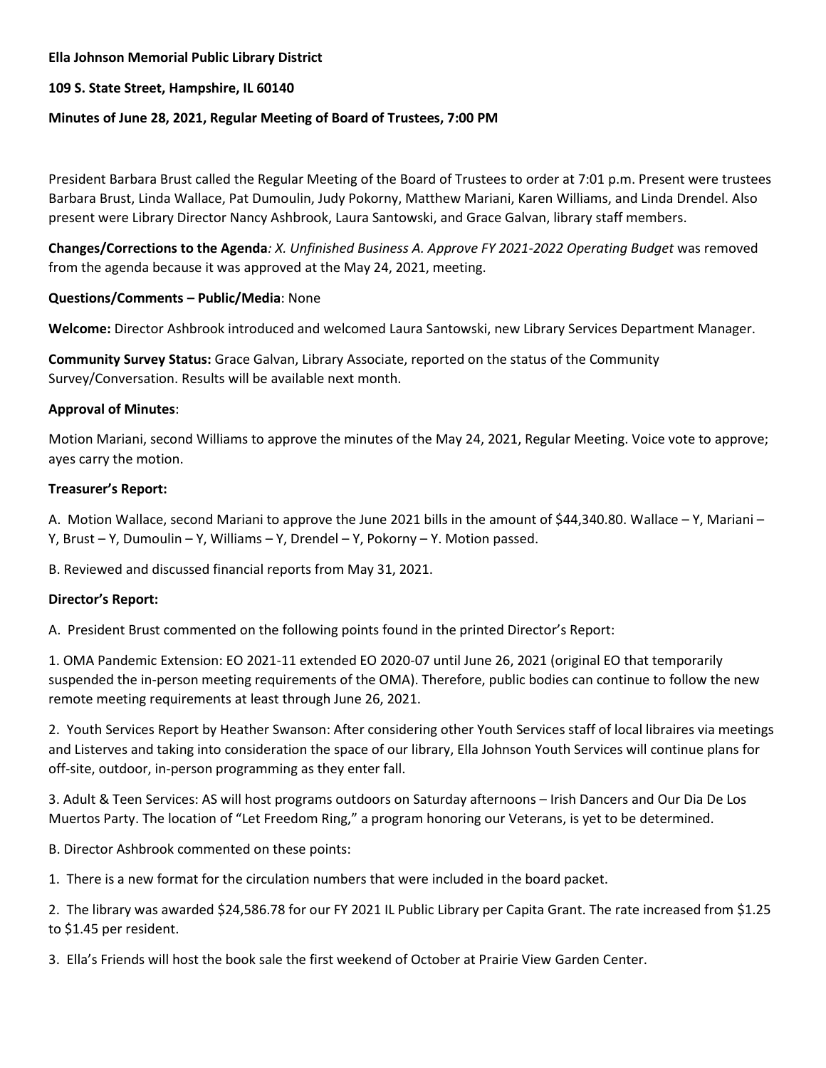**Ella Johnson Memorial Public Library District**

**109 S. State Street, Hampshire, IL 60140**

**Minutes of June 28, 2021, Regular Meeting of Board of Trustees, 7:00 PM**

President Barbara Brust called the Regular Meeting of the Board of Trustees to order at 7:01 p.m. Present were trustees Barbara Brust, Linda Wallace, Pat Dumoulin, Judy Pokorny, Matthew Mariani, Karen Williams, and Linda Drendel. Also present were Library Director Nancy Ashbrook, Laura Santowski, and Grace Galvan, library staff members.

**Changes/Corrections to the Agenda***: X. Unfinished Business A. Approve FY 2021-2022 Operating Budget* was removed from the agenda because it was approved at the May 24, 2021, meeting.

**Questions/Comments – Public/Media**: None

**Welcome:** Director Ashbrook introduced and welcomed Laura Santowski, new Library Services Department Manager.

**Community Survey Status:** Grace Galvan, Library Associate, reported on the status of the Community Survey/Conversation. Results will be available next month.

**Approval of Minutes**:

Motion Mariani, second Williams to approve the minutes of the May 24, 2021, Regular Meeting. Voice vote to approve; ayes carry the motion.

**Treasurer's Report:**

A. Motion Wallace, second Mariani to approve the June 2021 bills in the amount of $44,340.80. Wallace – Y, Mariani – Y, Brust – Y, Dumoulin – Y, Williams – Y, Drendel – Y, Pokorny – Y. Motion passed.

B. Reviewed and discussed financial reports from May 31, 2021.

**Director's Report:**

A. President Brust commented on the following points found in the printed Director's Report:

1. OMA Pandemic Extension: EO 2021-11 extended EO 2020-07 until June 26, 2021 (original EO that temporarily suspended the in-person meeting requirements of the OMA). Therefore, public bodies can continue to follow the new remote meeting requirements at least through June 26, 2021.

2. Youth Services Report by Heather Swanson: After considering other Youth Services staff of local libraires via meetings and Listerves and taking into consideration the space of our library, Ella Johnson Youth Services will continue plans for off-site, outdoor, in-person programming as they enter fall.

3. Adult & Teen Services: AS will host programs outdoors on Saturday afternoons – Irish Dancers and Our Dia De Los Muertos Party. The location of "Let Freedom Ring," a program honoring our Veterans, is yet to be determined.

B. Director Ashbrook commented on these points:

1. There is a new format for the circulation numbers that were included in the board packet.

2. The library was awarded $24,586.78 for our FY 2021 IL Public Library per Capita Grant. The rate increased from $1.25 to $1.45 per resident.

3. Ella's Friends will host the book sale the first weekend of October at Prairie View Garden Center.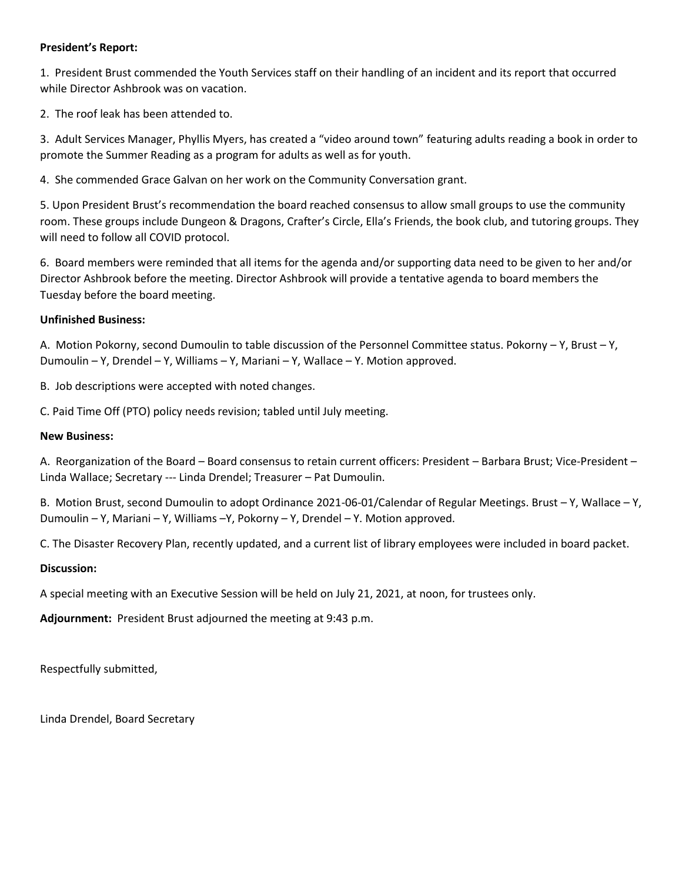**President's Report:**

1. President Brust commended the Youth Services staff on their handling of an incident and its report that occurred while Director Ashbrook was on vacation.

2. The roof leak has been attended to.

3. Adult Services Manager, Phyllis Myers, has created a "video around town" featuring adults reading a book in order to promote the Summer Reading as a program for adults as well as for youth.

4. She commended Grace Galvan on her work on the Community Conversation grant.

5. Upon President Brust's recommendation the board reached consensus to allow small groups to use the community room. These groups include Dungeon & Dragons, Crafter's Circle, Ella's Friends, the book club, and tutoring groups. They will need to follow all COVID protocol.

6. Board members were reminded that all items for the agenda and/or supporting data need to be given to her and/or Director Ashbrook before the meeting. Director Ashbrook will provide a tentative agenda to board members the Tuesday before the board meeting.

**Unfinished Business:**

A. Motion Pokorny, second Dumoulin to table discussion of the Personnel Committee status. Pokorny – Y, Brust – Y, Dumoulin – Y, Drendel – Y, Williams – Y, Mariani – Y, Wallace – Y. Motion approved.

B. Job descriptions were accepted with noted changes.

C. Paid Time Off (PTO) policy needs revision; tabled until July meeting.

**New Business:**

A. Reorganization of the Board – Board consensus to retain current officers: President – Barbara Brust; Vice-President – Linda Wallace; Secretary --- Linda Drendel; Treasurer – Pat Dumoulin.

B. Motion Brust, second Dumoulin to adopt Ordinance 2021-06-01/Calendar of Regular Meetings. Brust – Y, Wallace – Y, Dumoulin – Y, Mariani – Y, Williams –Y, Pokorny – Y, Drendel – Y. Motion approved.

C. The Disaster Recovery Plan, recently updated, and a current list of library employees were included in board packet.

**Discussion:**

A special meeting with an Executive Session will be held on July 21, 2021, at noon, for trustees only.

**Adjournment:** President Brust adjourned the meeting at 9:43 p.m.

Respectfully submitted,

Linda Drendel, Board Secretary